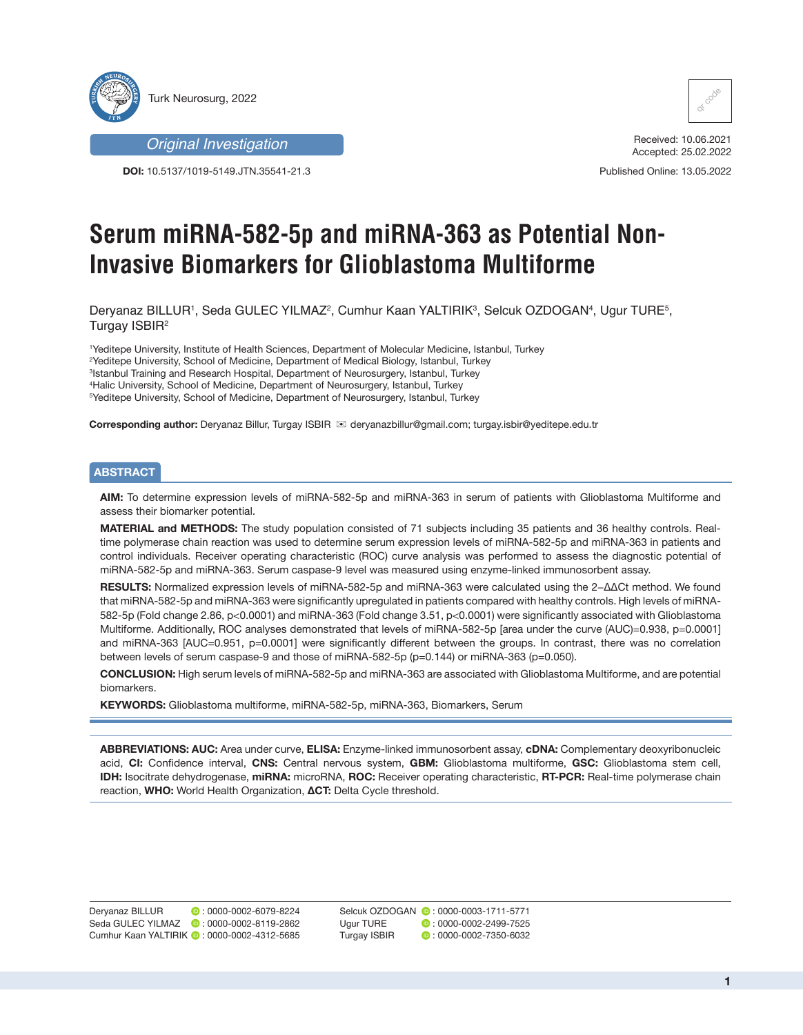Original Investigation

**DOI:** 10.5137/1019-5149.JTN.35541-21.3

Received: 10.06.2021
Accepted: 25.02.2022

Published Online: 13.05.2022

# Serum miRNA-582-5p and miRNA-363 as Potential Non-Invasive Biomarkers for Glioblastoma Multiforme

Deryanaz BILLUR[1], Seda GULEC YILMAZ[2], Cumhur Kaan YALTIRIK[3], Selcuk OZDOGAN[4], Ugur TURE[5], Turgay ISBIR[2]

[1]Yeditepe University, Institute of Health Sciences, Department of Molecular Medicine, Istanbul, Turkey
[2]Yeditepe University, School of Medicine, Department of Medical Biology, Istanbul, Turkey
[3]Istanbul Training and Research Hospital, Department of Neurosurgery, Istanbul, Turkey
[4]Halic University, School of Medicine, Department of Neurosurgery, Istanbul, Turkey
[5]Yeditepe University, School of Medicine, Department of Neurosurgery, Istanbul, Turkey

**Corresponding author:** Deryanaz Billur, Turgay ISBIR ✉ deryanazbillur@gmail.com; turgay.isbir@yeditepe.edu.tr

## ABSTRACT

**AIM:** To determine expression levels of miRNA-582-5p and miRNA-363 in serum of patients with Glioblastoma Multiforme and assess their biomarker potential.

**MATERIAL and METHODS:** The study population consisted of 71 subjects including 35 patients and 36 healthy controls. Real-time polymerase chain reaction was used to determine serum expression levels of miRNA-582-5p and miRNA-363 in patients and control individuals. Receiver operating characteristic (ROC) curve analysis was performed to assess the diagnostic potential of miRNA-582-5p and miRNA-363. Serum caspase-9 level was measured using enzyme-linked immunosorbent assay.

**RESULTS:** Normalized expression levels of miRNA-582-5p and miRNA-363 were calculated using the $2^{-\Delta\Delta Ct}$ method. We found that miRNA-582-5p and miRNA-363 were significantly upregulated in patients compared with healthy controls. High levels of miRNA-582-5p (Fold change 2.86, $p<0.0001$) and miRNA-363 (Fold change 3.51, $p<0.0001$) were significantly associated with Glioblastoma Multiforme. Additionally, ROC analyses demonstrated that levels of miRNA-582-5p [area under the curve (AUC)=0.938, p=0.0001] and miRNA-363 [AUC=0.951, p=0.0001] were significantly different between the groups. In contrast, there was no correlation between levels of serum caspase-9 and those of miRNA-582-5p (p=0.144) or miRNA-363 (p=0.050).

**CONCLUSION:** High serum levels of miRNA-582-5p and miRNA-363 are associated with Glioblastoma Multiforme, and are potential biomarkers.

**KEYWORDS:** Glioblastoma multiforme, miRNA-582-5p, miRNA-363, Biomarkers, Serum

**ABBREVIATIONS: AUC:** Area under curve, **ELISA:** Enzyme-linked immunosorbent assay, **cDNA:** Complementary deoxyribonucleic acid, **CI:** Confidence interval, **CNS:** Central nervous system, **GBM:** Glioblastoma multiforme, **GSC:** Glioblastoma stem cell, **IDH:** Isocitrate dehydrogenase, **miRNA:** microRNA, **ROC:** Receiver operating characteristic, **RT-PCR:** Real-time polymerase chain reaction, **WHO:** World Health Organization, **ΔCT:** Delta Cycle threshold.

Deryanaz BILLUR : 0000-0002-6079-8224
Seda GULEC YILMAZ : 0000-0002-8119-2862
Cumhur Kaan YALTIRIK : 0000-0002-4312-5685
Selcuk OZDOGAN : 0000-0003-1711-5771
Ugur TURE : 0000-0002-2499-7525
Turgay ISBIR : 0000-0002-7350-6032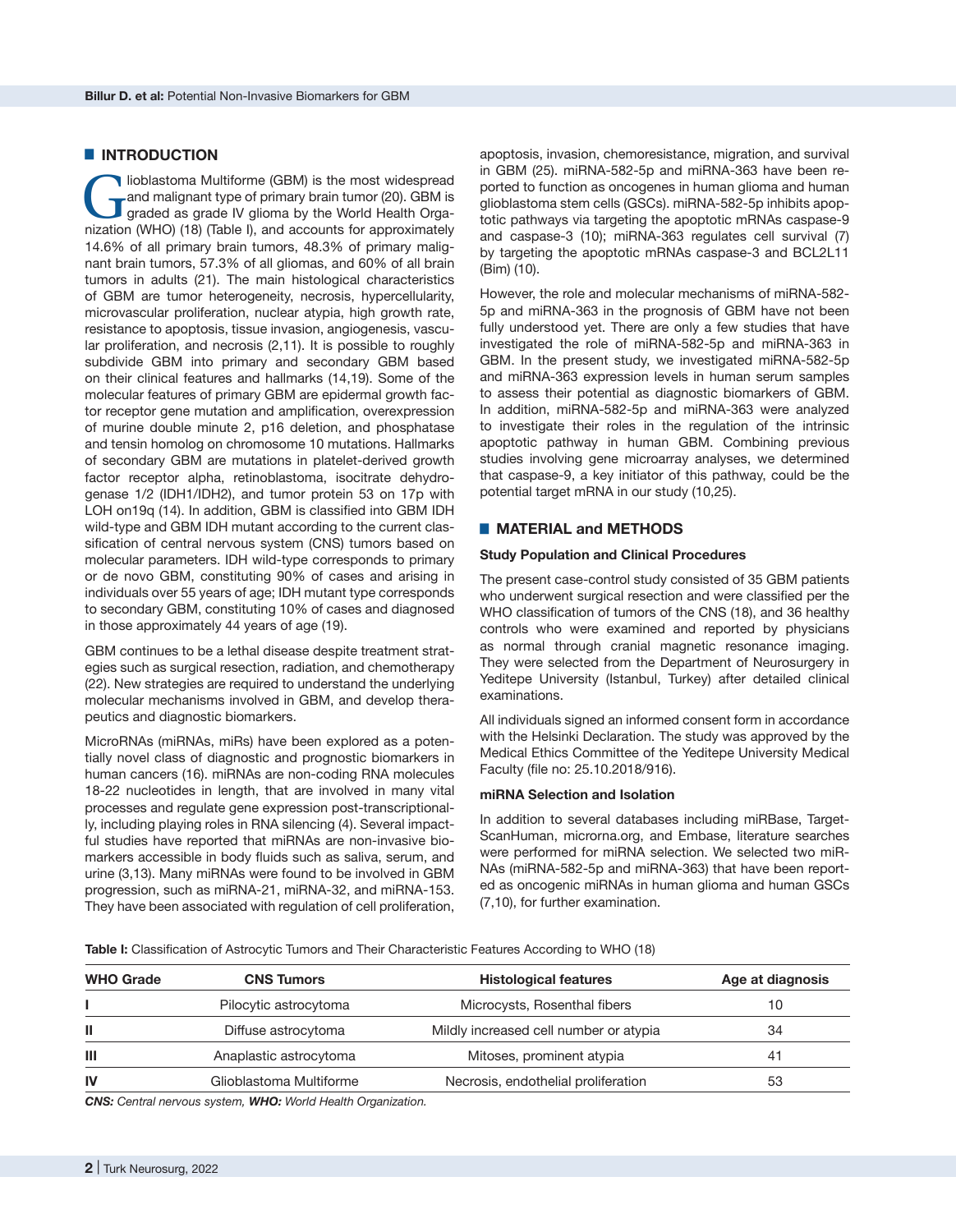## INTRODUCTION

Glioblastoma Multiforme (GBM) is the most widespread and malignant type of primary brain tumor (20). GBM is graded as grade IV glioma by the World Health Organization (WHO) (18) (Table I), and accounts for approximately 14.6% of all primary brain tumors, 48.3% of primary malignant brain tumors, 57.3% of all gliomas, and 60% of all brain tumors in adults (21). The main histological characteristics of GBM are tumor heterogeneity, necrosis, hypercellularity, microvascular proliferation, nuclear atypia, high growth rate, resistance to apoptosis, tissue invasion, angiogenesis, vascular proliferation, and necrosis (2,11). It is possible to roughly subdivide GBM into primary and secondary GBM based on their clinical features and hallmarks (14,19). Some of the molecular features of primary GBM are epidermal growth factor receptor gene mutation and amplification, overexpression of murine double minute 2, p16 deletion, and phosphatase and tensin homolog on chromosome 10 mutations. Hallmarks of secondary GBM are mutations in platelet-derived growth factor receptor alpha, retinoblastoma, isocitrate dehydrogenase 1/2 (IDH1/IDH2), and tumor protein 53 on 17p with LOH on19q (14). In addition, GBM is classified into GBM IDH wild-type and GBM IDH mutant according to the current classification of central nervous system (CNS) tumors based on molecular parameters. IDH wild-type corresponds to primary or de novo GBM, constituting 90% of cases and arising in individuals over 55 years of age; IDH mutant type corresponds to secondary GBM, constituting 10% of cases and diagnosed in those approximately 44 years of age (19).

GBM continues to be a lethal disease despite treatment strategies such as surgical resection, radiation, and chemotherapy (22). New strategies are required to understand the underlying molecular mechanisms involved in GBM, and develop therapeutics and diagnostic biomarkers.

MicroRNAs (miRNAs, miRs) have been explored as a potentially novel class of diagnostic and prognostic biomarkers in human cancers (16). miRNAs are non-coding RNA molecules 18-22 nucleotides in length, that are involved in many vital processes and regulate gene expression post-transcriptionally, including playing roles in RNA silencing (4). Several impactful studies have reported that miRNAs are non-invasive biomarkers accessible in body fluids such as saliva, serum, and urine (3,13). Many miRNAs were found to be involved in GBM progression, such as miRNA-21, miRNA-32, and miRNA-153. They have been associated with regulation of cell proliferation, apoptosis, invasion, chemoresistance, migration, and survival in GBM (25). miRNA-582-5p and miRNA-363 have been reported to function as oncogenes in human glioma and human glioblastoma stem cells (GSCs). miRNA-582-5p inhibits apoptotic pathways via targeting the apoptotic mRNAs caspase-9 and caspase-3 (10); miRNA-363 regulates cell survival (7) by targeting the apoptotic mRNAs caspase-3 and BCL2L11 (Bim) (10).

However, the role and molecular mechanisms of miRNA-582-5p and miRNA-363 in the prognosis of GBM have not been fully understood yet. There are only a few studies that have investigated the role of miRNA-582-5p and miRNA-363 in GBM. In the present study, we investigated miRNA-582-5p and miRNA-363 expression levels in human serum samples to assess their potential as diagnostic biomarkers of GBM. In addition, miRNA-582-5p and miRNA-363 were analyzed to investigate their roles in the regulation of the intrinsic apoptotic pathway in human GBM. Combining previous studies involving gene microarray analyses, we determined that caspase-9, a key initiator of this pathway, could be the potential target mRNA in our study (10,25).

## MATERIAL and METHODS

### Study Population and Clinical Procedures

The present case-control study consisted of 35 GBM patients who underwent surgical resection and were classified per the WHO classification of tumors of the CNS (18), and 36 healthy controls who were examined and reported by physicians as normal through cranial magnetic resonance imaging. They were selected from the Department of Neurosurgery in Yeditepe University (Istanbul, Turkey) after detailed clinical examinations.

All individuals signed an informed consent form in accordance with the Helsinki Declaration. The study was approved by the Medical Ethics Committee of the Yeditepe University Medical Faculty (file no: 25.10.2018/916).

### miRNA Selection and Isolation

In addition to several databases including miRBase, TargetScanHuman, microrna.org, and Embase, literature searches were performed for miRNA selection. We selected two miRNAs (miRNA-582-5p and miRNA-363) that have been reported as oncogenic miRNAs in human glioma and human GSCs (7,10), for further examination.

**Table I:** Classification of Astrocytic Tumors and Their Characteristic Features According to WHO (18)

| WHO Grade | CNS Tumors | Histological features | Age at diagnosis |
|---|---|---|---|
| I | Pilocytic astrocytoma | Microcysts, Rosenthal fibers | 10 |
| II | Diffuse astrocytoma | Mildly increased cell number or atypia | 34 |
| III | Anaplastic astrocytoma | Mitoses, prominent atypia | 41 |
| IV | Glioblastoma Multiforme | Necrosis, endothelial proliferation | 53 |

***CNS:** Central nervous system, **WHO:** World Health Organization.*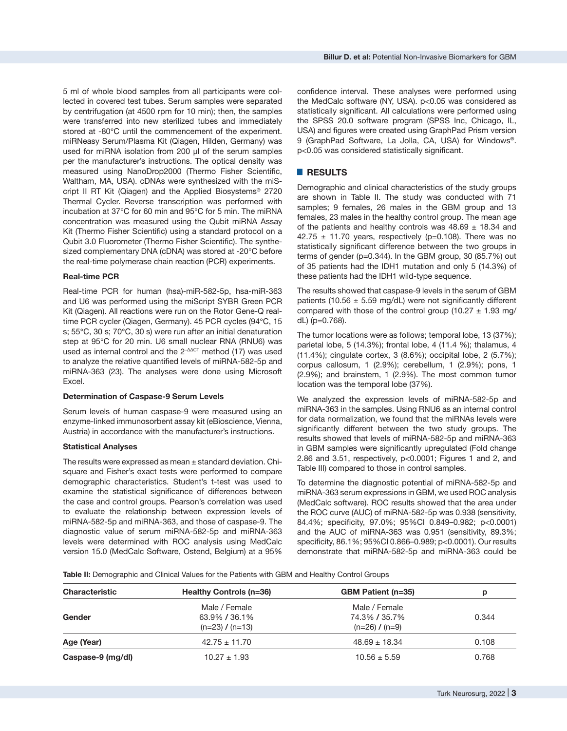5 ml of whole blood samples from all participants were collected in covered test tubes. Serum samples were separated by centrifugation (at 4500 rpm for 10 min); then, the samples were transferred into new sterilized tubes and immediately stored at -80°C until the commencement of the experiment. miRNeasy Serum/Plasma Kit (Qiagen, Hilden, Germany) was used for miRNA isolation from 200 µl of the serum samples per the manufacturer's instructions. The optical density was measured using NanoDrop2000 (Thermo Fisher Scientific, Waltham, MA, USA). cDNAs were synthesized with the miScript II RT Kit (Qiagen) and the Applied Biosystems® 2720 Thermal Cycler. Reverse transcription was performed with incubation at 37°C for 60 min and 95°C for 5 min. The miRNA concentration was measured using the Qubit miRNA Assay Kit (Thermo Fisher Scientific) using a standard protocol on a Qubit 3.0 Fluorometer (Thermo Fisher Scientific). The synthesized complementary DNA (cDNA) was stored at -20°C before the real-time polymerase chain reaction (PCR) experiments.

### Real-time PCR

Real-time PCR for human (hsa)-miR-582-5p, hsa-miR-363 and U6 was performed using the miScript SYBR Green PCR Kit (Qiagen). All reactions were run on the Rotor Gene-Q real-time PCR cycler (Qiagen, Germany). 45 PCR cycles (94°C, 15 s; 55°C, 30 s; 70°C, 30 s) were run after an initial denaturation step at 95°C for 20 min. U6 small nuclear RNA (RNU6) was used as internal control and the $2^{-\Delta\Delta CT}$ method (17) was used to analyze the relative quantified levels of miRNA-582-5p and miRNA-363 (23). The analyses were done using Microsoft Excel.

### Determination of Caspase-9 Serum Levels

Serum levels of human caspase-9 were measured using an enzyme-linked immunosorbent assay kit (eBioscience, Vienna, Austria) in accordance with the manufacturer's instructions.

### Statistical Analyses

The results were expressed as mean ± standard deviation. Chi-square and Fisher's exact tests were performed to compare demographic characteristics. Student's t-test was used to examine the statistical significance of differences between the case and control groups. Pearson's correlation was used to evaluate the relationship between expression levels of miRNA-582-5p and miRNA-363, and those of caspase-9. The diagnostic value of serum miRNA-582-5p and miRNA-363 levels were determined with ROC analysis using MedCalc version 15.0 (MedCalc Software, Ostend, Belgium) at a 95% confidence interval. These analyses were performed using the MedCalc software (NY, USA). p<0.05 was considered as statistically significant. All calculations were performed using the SPSS 20.0 software program (SPSS Inc, Chicago, IL, USA) and figures were created using GraphPad Prism version 9 (GraphPad Software, La Jolla, CA, USA) for Windows®. p<0.05 was considered statistically significant.

## RESULTS

Demographic and clinical characteristics of the study groups are shown in Table II. The study was conducted with 71 samples; 9 females, 26 males in the GBM group and 13 females, 23 males in the healthy control group. The mean age of the patients and healthy controls was 48.69 ± 18.34 and 42.75 ± 11.70 years, respectively (p=0.108). There was no statistically significant difference between the two groups in terms of gender (p=0.344). In the GBM group, 30 (85.7%) out of 35 patients had the IDH1 mutation and only 5 (14.3%) of these patients had the IDH1 wild-type sequence.

The results showed that caspase-9 levels in the serum of GBM patients (10.56 ± 5.59 mg/dL) were not significantly different compared with those of the control group (10.27 ± 1.93 mg/dL) (p=0.768).

The tumor locations were as follows; temporal lobe, 13 (37%); parietal lobe, 5 (14.3%); frontal lobe, 4 (11.4 %); thalamus, 4 (11.4%); cingulate cortex, 3 (8.6%); occipital lobe, 2 (5.7%); corpus callosum, 1 (2.9%); cerebellum, 1 (2.9%); pons, 1 (2.9%); and brainstem, 1 (2.9%). The most common tumor location was the temporal lobe (37%).

We analyzed the expression levels of miRNA-582-5p and miRNA-363 in the samples. Using RNU6 as an internal control for data normalization, we found that the miRNAs levels were significantly different between the two study groups. The results showed that levels of miRNA-582-5p and miRNA-363 in GBM samples were significantly upregulated (Fold change 2.86 and 3.51, respectively, p<0.0001; Figures 1 and 2, and Table III) compared to those in control samples.

To determine the diagnostic potential of miRNA-582-5p and miRNA-363 serum expressions in GBM, we used ROC analysis (MedCalc software). ROC results showed that the area under the ROC curve (AUC) of miRNA-582-5p was 0.938 (sensitivity, 84.4%; specificity, 97.0%; 95%CI 0.849–0.982; p<0.0001) and the AUC of miRNA-363 was 0.951 (sensitivity, 89.3%; specificity, 86.1%; 95%CI 0.866–0.989; p<0.0001). Our results demonstrate that miRNA-582-5p and miRNA-363 could be

**Table II:** Demographic and Clinical Values for the Patients with GBM and Healthy Control Groups

| Characteristic | Healthy Controls (n=36) | GBM Patient (n=35) | p |
|---|---|---|---|
| Gender | Male / Female<br>63.9% / 36.1%<br>(n=23) / (n=13) | Male / Female<br>74.3% / 35.7%<br>(n=26) / (n=9) | 0.344 |
| Age (Year) | 42.75 ± 11.70 | 48.69 ± 18.34 | 0.108 |
| Caspase-9 (mg/dl) | 10.27 ± 1.93 | 10.56 ± 5.59 | 0.768 |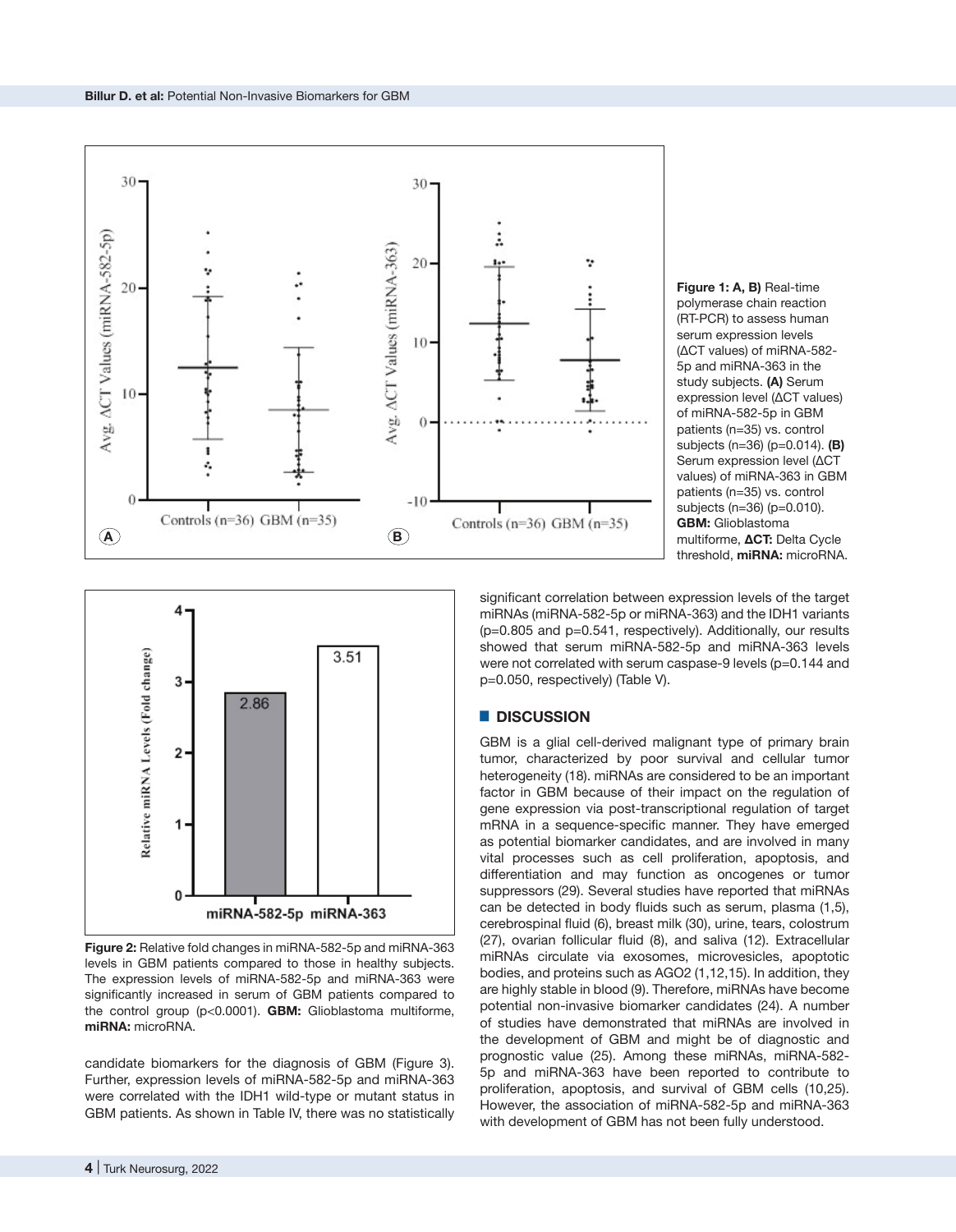**Figure 1: A, B)** Real-time polymerase chain reaction (RT-PCR) to assess human serum expression levels (ΔCT values) of miRNA-582-5p and miRNA-363 in the study subjects. **(A)** Serum expression level (ΔCT values) of miRNA-582-5p in GBM patients (n=35) vs. control subjects (n=36) (p=0.014). **(B)** Serum expression level (ΔCT values) of miRNA-363 in GBM patients (n=35) vs. control subjects (n=36) (p=0.010). **GBM:** Glioblastoma multiforme, **ΔCT:** Delta Cycle threshold, **miRNA:** microRNA.

**Figure 2:** Relative fold changes in miRNA-582-5p and miRNA-363 levels in GBM patients compared to those in healthy subjects. The expression levels of miRNA-582-5p and miRNA-363 were significantly increased in serum of GBM patients compared to the control group (p<0.0001). **GBM:** Glioblastoma multiforme, **miRNA:** microRNA.

candidate biomarkers for the diagnosis of GBM (Figure 3). Further, expression levels of miRNA-582-5p and miRNA-363 were correlated with the IDH1 wild-type or mutant status in GBM patients. As shown in Table IV, there was no statistically significant correlation between expression levels of the target miRNAs (miRNA-582-5p or miRNA-363) and the IDH1 variants (p=0.805 and p=0.541, respectively). Additionally, our results showed that serum miRNA-582-5p and miRNA-363 levels were not correlated with serum caspase-9 levels (p=0.144 and p=0.050, respectively) (Table V).

## DISCUSSION

GBM is a glial cell-derived malignant type of primary brain tumor, characterized by poor survival and cellular tumor heterogeneity (18). miRNAs are considered to be an important factor in GBM because of their impact on the regulation of gene expression via post-transcriptional regulation of target mRNA in a sequence-specific manner. They have emerged as potential biomarker candidates, and are involved in many vital processes such as cell proliferation, apoptosis, and differentiation and may function as oncogenes or tumor suppressors (29). Several studies have reported that miRNAs can be detected in body fluids such as serum, plasma (1,5), cerebrospinal fluid (6), breast milk (30), urine, tears, colostrum (27), ovarian follicular fluid (8), and saliva (12). Extracellular miRNAs circulate via exosomes, microvesicles, apoptotic bodies, and proteins such as AGO2 (1,12,15). In addition, they are highly stable in blood (9). Therefore, miRNAs have become potential non-invasive biomarker candidates (24). A number of studies have demonstrated that miRNAs are involved in the development of GBM and might be of diagnostic and prognostic value (25). Among these miRNAs, miRNA-582-5p and miRNA-363 have been reported to contribute to proliferation, apoptosis, and survival of GBM cells (10,25). However, the association of miRNA-582-5p and miRNA-363 with development of GBM has not been fully understood.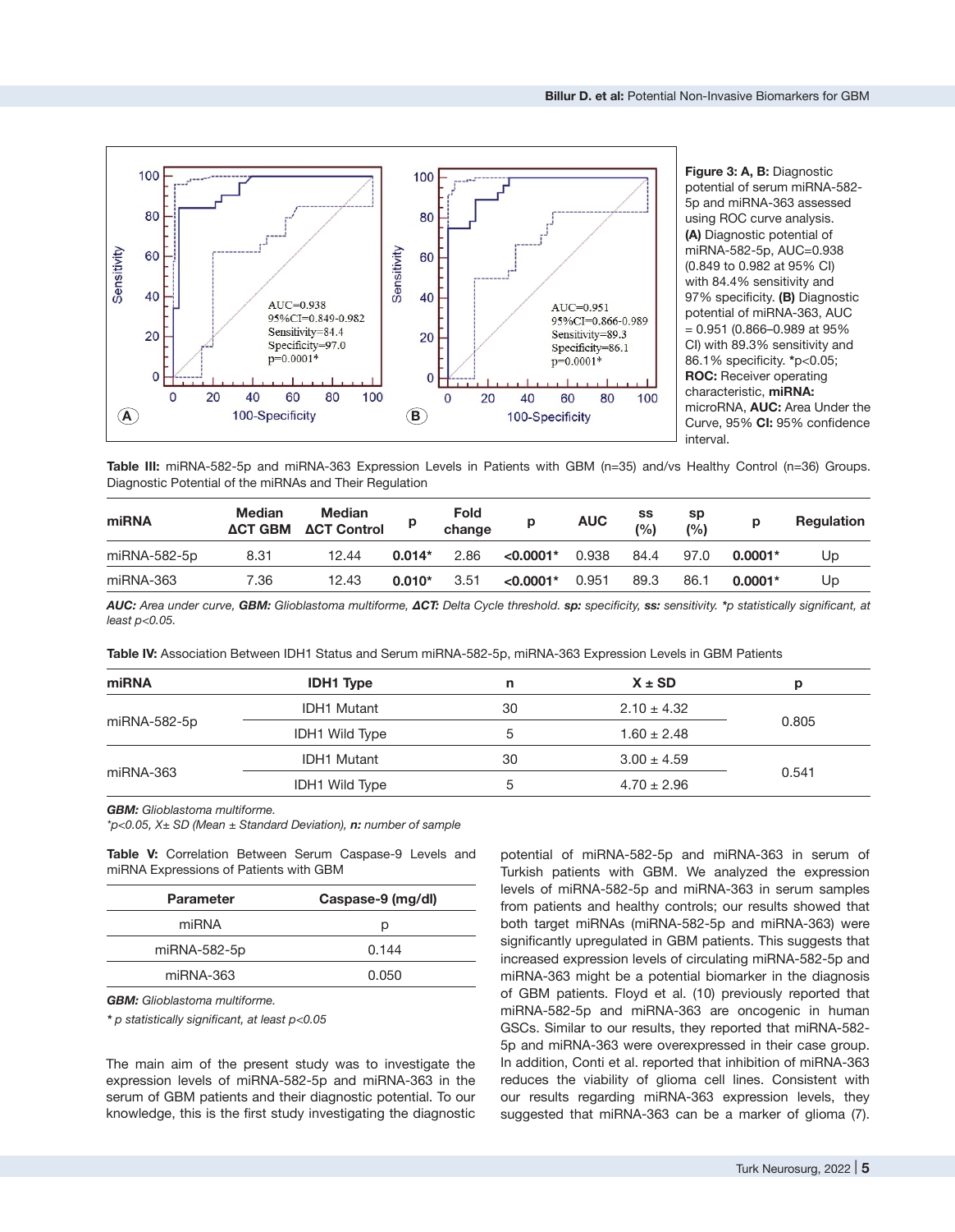**Figure 3: A, B:** Diagnostic potential of serum miRNA-582-5p and miRNA-363 assessed using ROC curve analysis. **(A)** Diagnostic potential of miRNA-582-5p, AUC=0.938 (0.849 to 0.982 at 95% CI) with 84.4% sensitivity and 97% specificity. **(B)** Diagnostic potential of miRNA-363, AUC = 0.951 (0.866–0.989 at 95% CI) with 89.3% sensitivity and 86.1% specificity. *p<0.05; **ROC:** Receiver operating characteristic, **miRNA:** microRNA, **AUC:** Area Under the Curve, 95% **CI:** 95% confidence interval.

**Table III:** miRNA-582-5p and miRNA-363 Expression Levels in Patients with GBM (n=35) and/vs Healthy Control (n=36) Groups. Diagnostic Potential of the miRNAs and Their Regulation

| miRNA | Median ΔCT GBM | Median ΔCT Control | p | Fold change | p | AUC | ss (%) | sp (%) | p | Regulation |
|---|---|---|---|---|---|---|---|---|---|---|
| miRNA-582-5p | 8.31 | 12.44 | **0.014*** | 2.86 | **<0.0001*** | 0.938 | 84.4 | 97.0 | **0.0001*** | Up |
| miRNA-363 | 7.36 | 12.43 | **0.010*** | 3.51 | **<0.0001*** | 0.951 | 89.3 | 86.1 | **0.0001*** | Up |

***AUC:** Area under curve, **GBM:** Glioblastoma multiforme, **ΔCT:** Delta Cycle threshold. **sp:** specificity, **ss:** sensitivity. *p statistically significant, at least p<0.05.*

**Table IV:** Association Between IDH1 Status and Serum miRNA-582-5p, miRNA-363 Expression Levels in GBM Patients

| miRNA | IDH1 Type | n | X ± SD | p |
|---|---|---|---|---|
| miRNA-582-5p | IDH1 Mutant | 30 | 2.10 ± 4.32 | 0.805 |
| | IDH1 Wild Type | 5 | 1.60 ± 2.48 | |
| miRNA-363 | IDH1 Mutant | 30 | 3.00 ± 4.59 | 0.541 |
| | IDH1 Wild Type | 5 | 4.70 ± 2.96 | |

***GBM:** Glioblastoma multiforme.*
*\*p<0.05, X± SD (Mean ± Standard Deviation), **n:** number of sample*

**Table V:** Correlation Between Serum Caspase-9 Levels and miRNA Expressions of Patients with GBM

| Parameter | Caspase-9 (mg/dl) |
|---|---|
| miRNA | p |
| miRNA-582-5p | 0.144 |
| miRNA-363 | 0.050 |

***GBM:** Glioblastoma multiforme.*

*\* p statistically significant, at least p<0.05*

The main aim of the present study was to investigate the expression levels of miRNA-582-5p and miRNA-363 in the serum of GBM patients and their diagnostic potential. To our knowledge, this is the first study investigating the diagnostic potential of miRNA-582-5p and miRNA-363 in serum of Turkish patients with GBM. We analyzed the expression levels of miRNA-582-5p and miRNA-363 in serum samples from patients and healthy controls; our results showed that both target miRNAs (miRNA-582-5p and miRNA-363) were significantly upregulated in GBM patients. This suggests that increased expression levels of circulating miRNA-582-5p and miRNA-363 might be a potential biomarker in the diagnosis of GBM patients. Floyd et al. (10) previously reported that miRNA-582-5p and miRNA-363 are oncogenic in human GSCs. Similar to our results, they reported that miRNA-582-5p and miRNA-363 were overexpressed in their case group. In addition, Conti et al. reported that inhibition of miRNA-363 reduces the viability of glioma cell lines. Consistent with our results regarding miRNA-363 expression levels, they suggested that miRNA-363 can be a marker of glioma (7).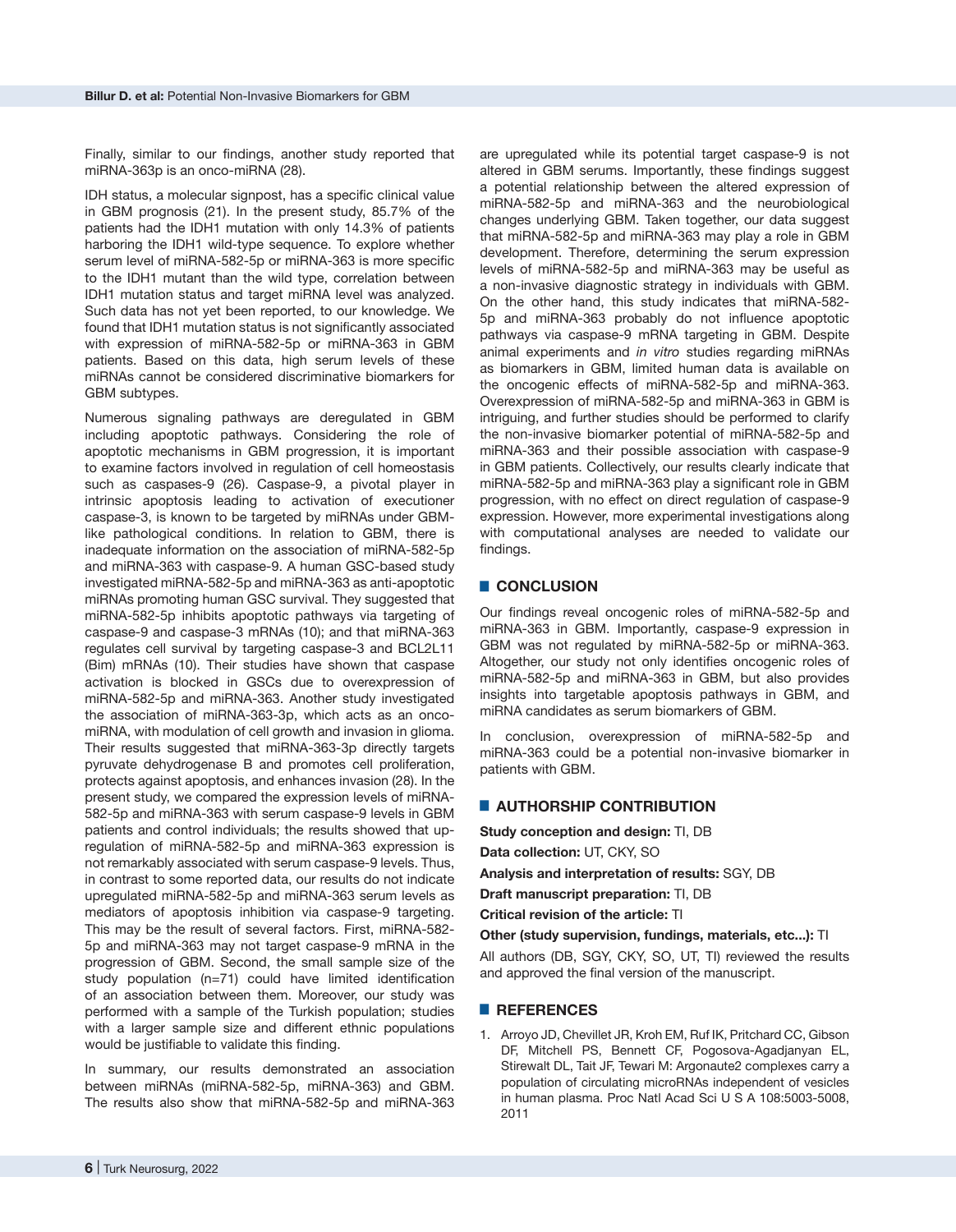Finally, similar to our findings, another study reported that miRNA-363p is an onco-miRNA (28).

IDH status, a molecular signpost, has a specific clinical value in GBM prognosis (21). In the present study, 85.7% of the patients had the IDH1 mutation with only 14.3% of patients harboring the IDH1 wild-type sequence. To explore whether serum level of miRNA-582-5p or miRNA-363 is more specific to the IDH1 mutant than the wild type, correlation between IDH1 mutation status and target miRNA level was analyzed. Such data has not yet been reported, to our knowledge. We found that IDH1 mutation status is not significantly associated with expression of miRNA-582-5p or miRNA-363 in GBM patients. Based on this data, high serum levels of these miRNAs cannot be considered discriminative biomarkers for GBM subtypes.

Numerous signaling pathways are deregulated in GBM including apoptotic pathways. Considering the role of apoptotic mechanisms in GBM progression, it is important to examine factors involved in regulation of cell homeostasis such as caspases-9 (26). Caspase-9, a pivotal player in intrinsic apoptosis leading to activation of executioner caspase-3, is known to be targeted by miRNAs under GBM-like pathological conditions. In relation to GBM, there is inadequate information on the association of miRNA-582-5p and miRNA-363 with caspase-9. A human GSC-based study investigated miRNA-582-5p and miRNA-363 as anti-apoptotic miRNAs promoting human GSC survival. They suggested that miRNA-582-5p inhibits apoptotic pathways via targeting of caspase-9 and caspase-3 mRNAs (10); and that miRNA-363 regulates cell survival by targeting caspase-3 and BCL2L11 (Bim) mRNAs (10). Their studies have shown that caspase activation is blocked in GSCs due to overexpression of miRNA-582-5p and miRNA-363. Another study investigated the association of miRNA-363-3p, which acts as an onco-miRNA, with modulation of cell growth and invasion in glioma. Their results suggested that miRNA-363-3p directly targets pyruvate dehydrogenase B and promotes cell proliferation, protects against apoptosis, and enhances invasion (28). In the present study, we compared the expression levels of miRNA-582-5p and miRNA-363 with serum caspase-9 levels in GBM patients and control individuals; the results showed that up-regulation of miRNA-582-5p and miRNA-363 expression is not remarkably associated with serum caspase-9 levels. Thus, in contrast to some reported data, our results do not indicate upregulated miRNA-582-5p and miRNA-363 serum levels as mediators of apoptosis inhibition via caspase-9 targeting. This may be the result of several factors. First, miRNA-582-5p and miRNA-363 may not target caspase-9 mRNA in the progression of GBM. Second, the small sample size of the study population (n=71) could have limited identification of an association between them. Moreover, our study was performed with a sample of the Turkish population; studies with a larger sample size and different ethnic populations would be justifiable to validate this finding.

In summary, our results demonstrated an association between miRNAs (miRNA-582-5p, miRNA-363) and GBM. The results also show that miRNA-582-5p and miRNA-363 are upregulated while its potential target caspase-9 is not altered in GBM serums. Importantly, these findings suggest a potential relationship between the altered expression of miRNA-582-5p and miRNA-363 and the neurobiological changes underlying GBM. Taken together, our data suggest that miRNA-582-5p and miRNA-363 may play a role in GBM development. Therefore, determining the serum expression levels of miRNA-582-5p and miRNA-363 may be useful as a non-invasive diagnostic strategy in individuals with GBM. On the other hand, this study indicates that miRNA-582-5p and miRNA-363 probably do not influence apoptotic pathways via caspase-9 mRNA targeting in GBM. Despite animal experiments and *in vitro* studies regarding miRNAs as biomarkers in GBM, limited human data is available on the oncogenic effects of miRNA-582-5p and miRNA-363. Overexpression of miRNA-582-5p and miRNA-363 in GBM is intriguing, and further studies should be performed to clarify the non-invasive biomarker potential of miRNA-582-5p and miRNA-363 and their possible association with caspase-9 in GBM patients. Collectively, our results clearly indicate that miRNA-582-5p and miRNA-363 play a significant role in GBM progression, with no effect on direct regulation of caspase-9 expression. However, more experimental investigations along with computational analyses are needed to validate our findings.

## CONCLUSION

Our findings reveal oncogenic roles of miRNA-582-5p and miRNA-363 in GBM. Importantly, caspase-9 expression in GBM was not regulated by miRNA-582-5p or miRNA-363. Altogether, our study not only identifies oncogenic roles of miRNA-582-5p and miRNA-363 in GBM, but also provides insights into targetable apoptosis pathways in GBM, and miRNA candidates as serum biomarkers of GBM.

In conclusion, overexpression of miRNA-582-5p and miRNA-363 could be a potential non-invasive biomarker in patients with GBM.

## AUTHORSHIP CONTRIBUTION

**Study conception and design:** TI, DB

**Data collection:** UT, CKY, SO

**Analysis and interpretation of results:** SGY, DB

**Draft manuscript preparation:** TI, DB

**Critical revision of the article:** TI

**Other (study supervision, fundings, materials, etc...):** TI

All authors (DB, SGY, CKY, SO, UT, TI) reviewed the results and approved the final version of the manuscript.

## REFERENCES

1. Arroyo JD, Chevillet JR, Kroh EM, Ruf IK, Pritchard CC, Gibson DF, Mitchell PS, Bennett CF, Pogosova-Agadjanyan EL, Stirewalt DL, Tait JF, Tewari M: Argonaute2 complexes carry a population of circulating microRNAs independent of vesicles in human plasma. Proc Natl Acad Sci U S A 108:5003-5008, 2011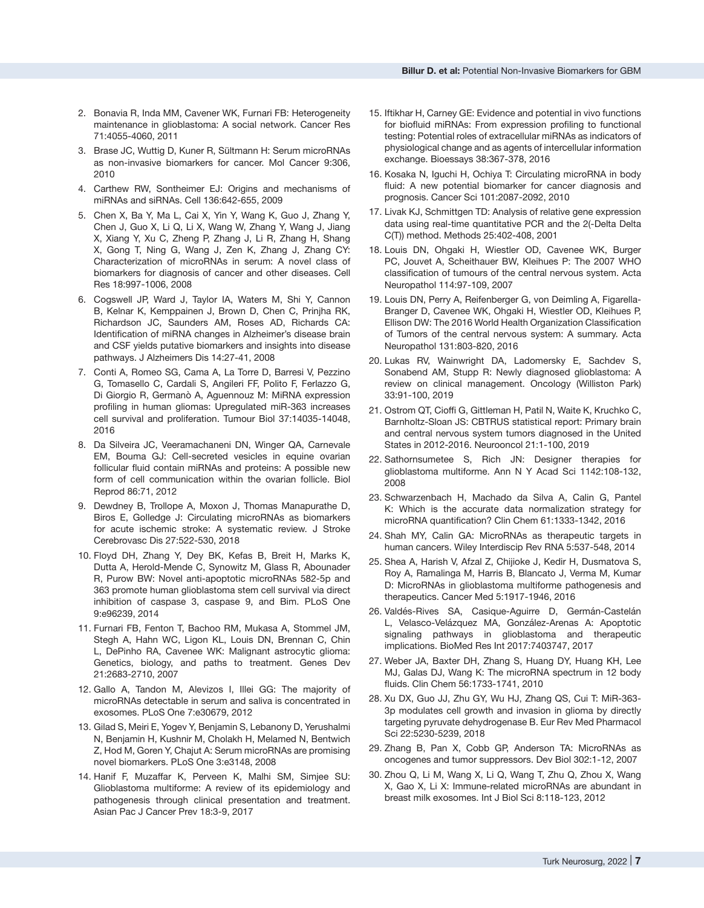2. Bonavia R, Inda MM, Cavener WK, Furnari FB: Heterogeneity maintenance in glioblastoma: A social network. Cancer Res 71:4055-4060, 2011
3. Brase JC, Wuttig D, Kuner R, Sültmann H: Serum microRNAs as non-invasive biomarkers for cancer. Mol Cancer 9:306, 2010
4. Carthew RW, Sontheimer EJ: Origins and mechanisms of miRNAs and siRNAs. Cell 136:642-655, 2009
5. Chen X, Ba Y, Ma L, Cai X, Yin Y, Wang K, Guo J, Zhang Y, Chen J, Guo X, Li Q, Li X, Wang W, Zhang Y, Wang J, Jiang X, Xiang Y, Xu C, Zheng P, Zhang J, Li R, Zhang H, Shang X, Gong T, Ning G, Wang J, Zen K, Zhang J, Zhang CY: Characterization of microRNAs in serum: A novel class of biomarkers for diagnosis of cancer and other diseases. Cell Res 18:997-1006, 2008
6. Cogswell JP, Ward J, Taylor IA, Waters M, Shi Y, Cannon B, Kelnar K, Kemppainen J, Brown D, Chen C, Prinjha RK, Richardson JC, Saunders AM, Roses AD, Richards CA: Identification of miRNA changes in Alzheimer's disease brain and CSF yields putative biomarkers and insights into disease pathways. J Alzheimers Dis 14:27-41, 2008
7. Conti A, Romeo SG, Cama A, La Torre D, Barresi V, Pezzino G, Tomasello C, Cardali S, Angileri FF, Polito F, Ferlazzo G, Di Giorgio R, Germanò A, Aguennouz M: MiRNA expression profiling in human gliomas: Upregulated miR-363 increases cell survival and proliferation. Tumour Biol 37:14035-14048, 2016
8. Da Silveira JC, Veeramachaneni DN, Winger QA, Carnevale EM, Bouma GJ: Cell-secreted vesicles in equine ovarian follicular fluid contain miRNAs and proteins: A possible new form of cell communication within the ovarian follicle. Biol Reprod 86:71, 2012
9. Dewdney B, Trollope A, Moxon J, Thomas Manapurathe D, Biros E, Golledge J: Circulating microRNAs as biomarkers for acute ischemic stroke: A systematic review. J Stroke Cerebrovasc Dis 27:522-530, 2018
10. Floyd DH, Zhang Y, Dey BK, Kefas B, Breit H, Marks K, Dutta A, Herold-Mende C, Synowitz M, Glass R, Abounader R, Purow BW: Novel anti-apoptotic microRNAs 582-5p and 363 promote human glioblastoma stem cell survival via direct inhibition of caspase 3, caspase 9, and Bim. PLoS One 9:e96239, 2014
11. Furnari FB, Fenton T, Bachoo RM, Mukasa A, Stommel JM, Stegh A, Hahn WC, Ligon KL, Louis DN, Brennan C, Chin L, DePinho RA, Cavenee WK: Malignant astrocytic glioma: Genetics, biology, and paths to treatment. Genes Dev 21:2683-2710, 2007
12. Gallo A, Tandon M, Alevizos I, Illei GG: The majority of microRNAs detectable in serum and saliva is concentrated in exosomes. PLoS One 7:e30679, 2012
13. Gilad S, Meiri E, Yogev Y, Benjamin S, Lebanony D, Yerushalmi N, Benjamin H, Kushnir M, Cholakh H, Melamed N, Bentwich Z, Hod M, Goren Y, Chajut A: Serum microRNAs are promising novel biomarkers. PLoS One 3:e3148, 2008
14. Hanif F, Muzaffar K, Perveen K, Malhi SM, Simjee SU: Glioblastoma multiforme: A review of its epidemiology and pathogenesis through clinical presentation and treatment. Asian Pac J Cancer Prev 18:3-9, 2017
15. Iftikhar H, Carney GE: Evidence and potential in vivo functions for biofluid miRNAs: From expression profiling to functional testing: Potential roles of extracellular miRNAs as indicators of physiological change and as agents of intercellular information exchange. Bioessays 38:367-378, 2016
16. Kosaka N, Iguchi H, Ochiya T: Circulating microRNA in body fluid: A new potential biomarker for cancer diagnosis and prognosis. Cancer Sci 101:2087-2092, 2010
17. Livak KJ, Schmittgen TD: Analysis of relative gene expression data using real-time quantitative PCR and the 2(-Delta Delta C(T)) method. Methods 25:402-408, 2001
18. Louis DN, Ohgaki H, Wiestler OD, Cavenee WK, Burger PC, Jouvet A, Scheithauer BW, Kleihues P: The 2007 WHO classification of tumours of the central nervous system. Acta Neuropathol 114:97-109, 2007
19. Louis DN, Perry A, Reifenberger G, von Deimling A, Figarella-Branger D, Cavenee WK, Ohgaki H, Wiestler OD, Kleihues P, Ellison DW: The 2016 World Health Organization Classification of Tumors of the central nervous system: A summary. Acta Neuropathol 131:803-820, 2016
20. Lukas RV, Wainwright DA, Ladomersky E, Sachdev S, Sonabend AM, Stupp R: Newly diagnosed glioblastoma: A review on clinical management. Oncology (Williston Park) 33:91-100, 2019
21. Ostrom QT, Cioffi G, Gittleman H, Patil N, Waite K, Kruchko C, Barnholtz-Sloan JS: CBTRUS statistical report: Primary brain and central nervous system tumors diagnosed in the United States in 2012-2016. Neurooncol 21:1-100, 2019
22. Sathornsumetee S, Rich JN: Designer therapies for glioblastoma multiforme. Ann N Y Acad Sci 1142:108-132, 2008
23. Schwarzenbach H, Machado da Silva A, Calin G, Pantel K: Which is the accurate data normalization strategy for microRNA quantification? Clin Chem 61:1333-1342, 2016
24. Shah MY, Calin GA: MicroRNAs as therapeutic targets in human cancers. Wiley Interdiscip Rev RNA 5:537-548, 2014
25. Shea A, Harish V, Afzal Z, Chijioke J, Kedir H, Dusmatova S, Roy A, Ramalinga M, Harris B, Blancato J, Verma M, Kumar D: MicroRNAs in glioblastoma multiforme pathogenesis and therapeutics. Cancer Med 5:1917-1946, 2016
26. Valdés-Rives SA, Casique-Aguirre D, Germán-Castelán L, Velasco-Velázquez MA, González-Arenas A: Apoptotic signaling pathways in glioblastoma and therapeutic implications. BioMed Res Int 2017:7403747, 2017
27. Weber JA, Baxter DH, Zhang S, Huang DY, Huang KH, Lee MJ, Galas DJ, Wang K: The microRNA spectrum in 12 body fluids. Clin Chem 56:1733-1741, 2010
28. Xu DX, Guo JJ, Zhu GY, Wu HJ, Zhang QS, Cui T: MiR-363-3p modulates cell growth and invasion in glioma by directly targeting pyruvate dehydrogenase B. Eur Rev Med Pharmacol Sci 22:5230-5239, 2018
29. Zhang B, Pan X, Cobb GP, Anderson TA: MicroRNAs as oncogenes and tumor suppressors. Dev Biol 302:1-12, 2007
30. Zhou Q, Li M, Wang X, Li Q, Wang T, Zhu Q, Zhou X, Wang X, Gao X, Li X: Immune-related microRNAs are abundant in breast milk exosomes. Int J Biol Sci 8:118-123, 2012